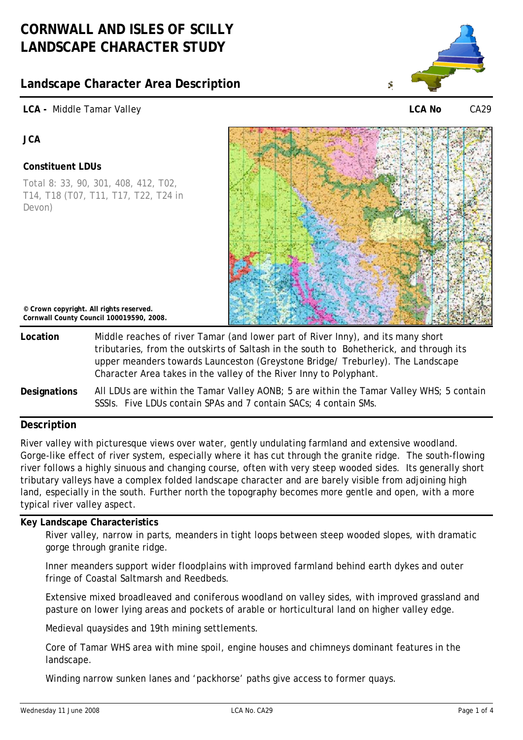# CORNWALL AND ISLES OF SCILLY LANDSCAPE CHARACTER STUDY

## Landscape Character Area Description

**LCA -** Middle Tamar Valley **LCA No** CA29

**JCA**

**Constituent LDUs**

Total 8: 33, 90, 301, 408, 412, T02, T14, T18 (T07, T11, T17, T22, T24 in Devon)

**© Crown copyright. All rights reserved. Cornwall County Council 100019590, 2008.**

**Location** Middle reaches of river Tamar (and lower part of River Inny), and its many short tributaries, from the outskirts of Saltash in the south to Bohetherick, and through its upper meanders towards Launceston (Greystone Bridge/ Treburley). The Landscape Character Area takes in the valley of the River Inny to Polyphant.

**Designations** All LDUs are within the Tamar Valley AONB; 5 are within the Tamar Valley WHS; 5 contain SSSIs. Five LDUs contain SPAs and 7 contain SACs; 4 contain SMs.

## Description

River valley with picturesque views over water, gently undulating farmland and extensive woodland. Gorge-like effect of river system, especially where it has cut through the granite ridge. The south-flowing river follows a highly sinuous and changing course, often with very steep wooded sides. Its generally short tributary valleys have a complex folded landscape character and are barely visible from adjoining high land, especially in the south. Further north the topography becomes more gentle and open, with a more typical river valley aspect.

### Key Landscape Characteristics

River valley, narrow in parts, meanders in tight loops between steep wooded slopes, with dramatic gorge through granite ridge.

Inner meanders support wider floodplains with improved farmland behind earth dykes and outer fringe of Coastal Saltmarsh and Reedbeds.

Extensive mixed broadleaved and coniferous woodland on valley sides, with improved grassland and pasture on lower lying areas and pockets of arable or horticultural land on higher valley edge.

Medieval quaysides and 19th mining settlements.

Core of Tamar WHS area with mine spoil, engine houses and chimneys dominant features in the landscape.

Winding narrow sunken lanes and 'packhorse' paths give access to former quays.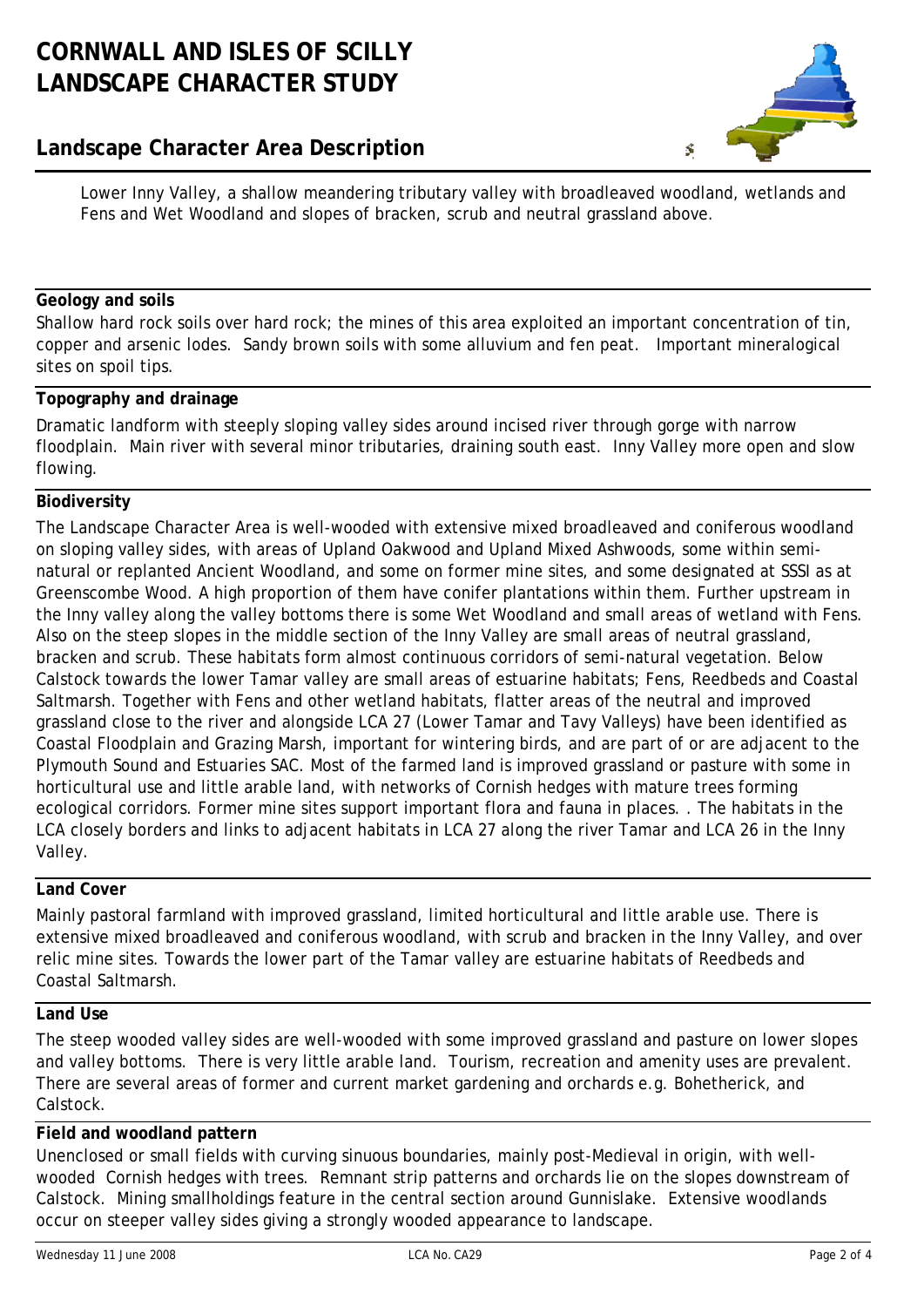# CORNWALL AND ISLES OF SCILLY LANDSCAPE CHARACTER STUDY

## Landscape Character Area Description

Lower Inny Valley, a shallow meandering tributary valley with broadleaved woodland, wetlands and Fens and Wet Woodland and slopes of bracken, scrub and neutral grassland above.

**Geology and soils**

Shallow hard rock soils over hard rock; the mines of this area exploited an important concentration of tin, copper and arsenic lodes. Sandy brown soils with some alluvium and fen peat. Important mineralogical sites on spoil tips.

**Topography and drainage**

Dramatic landform with steeply sloping valley sides around incised river through gorge with narrow floodplain. Main river with several minor tributaries, draining south east. Inny Valley more open and slow flowing.

**Biodiversity**

The Landscape Character Area is well-wooded with extensive mixed broadleaved and coniferous woodland on sloping valley sides, with areas of Upland Oakwood and Upland Mixed Ashwoods, some within semi-natural or replanted Ancient Woodland, and some on former mine sites, and some designated at SSSI as at Greenscombe Wood. A high proportion of them have conifer plantations within them. Further upstream in the Inny valley along the valley bottoms there is some Wet Woodland and small areas of wetland with Fens. Also on the steep slopes in the middle section of the Inny Valley are small areas of neutral grassland, bracken and scrub. These habitats form almost continuous corridors of semi-natural vegetation. Below Calstock towards the lower Tamar valley are small areas of estuarine habitats; Fens, Reedbeds and Coastal Saltmarsh. Together with Fens and other wetland habitats, flatter areas of the neutral and improved grassland close to the river and alongside LCA 27 (Lower Tamar and Tavy Valleys) have been identified as Coastal Floodplain and Grazing Marsh, important for wintering birds, and are part of or are adjacent to the Plymouth Sound and Estuaries SAC. Most of the farmed land is improved grassland or pasture with some in horticultural use and little arable land, with networks of Cornish hedges with mature trees forming ecological corridors. Former mine sites support important flora and fauna in places. . The habitats in the LCA closely borders and links to adjacent habitats in LCA 27 along the river Tamar and LCA 26 in the Inny Valley.

**Land Cover**

Mainly pastoral farmland with improved grassland, limited horticultural and little arable use. There is extensive mixed broadleaved and coniferous woodland, with scrub and bracken in the Inny Valley, and over relic mine sites. Towards the lower part of the Tamar valley are estuarine habitats of Reedbeds and Coastal Saltmarsh.

**Land Use**

The steep wooded valley sides are well-wooded with some improved grassland and pasture on lower slopes and valley bottoms. There is very little arable land. Tourism, recreation and amenity uses are prevalent. There are several areas of former and current market gardening and orchards e.g. Bohetherick, and Calstock.

**Field and woodland pattern**

Unenclosed or small fields with curving sinuous boundaries, mainly post-Medieval in origin, with well-wooded Cornish hedges with trees. Remnant strip patterns and orchards lie on the slopes downstream of Calstock. Mining smallholdings feature in the central section around Gunnislake. Extensive woodlands occur on steeper valley sides giving a strongly wooded appearance to landscape.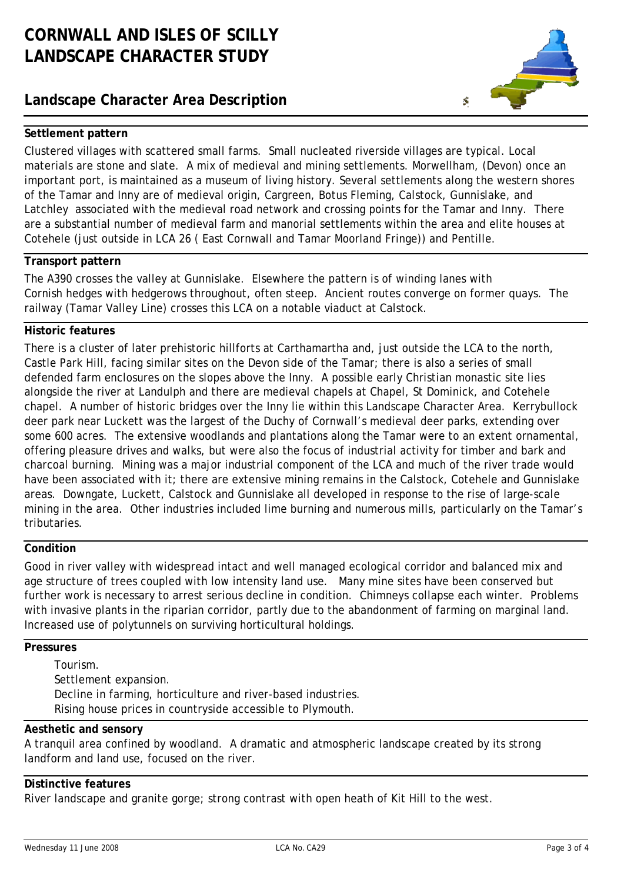# CORNWALL AND ISLES OF SCILLY LANDSCAPE CHARACTER STUDY

## Landscape Character Area Description

### Settlement pattern

Clustered villages with scattered small farms. Small nucleated riverside villages are typical. Local materials are stone and slate. A mix of medieval and mining settlements. Morwellham, (Devon) once an important port, is maintained as a museum of living history. Several settlements along the western shores of the Tamar and Inny are of medieval origin, Cargreen, Botus Fleming, Calstock, Gunnislake, and Latchley associated with the medieval road network and crossing points for the Tamar and Inny. There are a substantial number of medieval farm and manorial settlements within the area and elite houses at Cotehele (just outside in LCA 26 ( East Cornwall and Tamar Moorland Fringe)) and Pentille.

### Transport pattern

The A390 crosses the valley at Gunnislake. Elsewhere the pattern is of winding lanes with Cornish hedges with hedgerows throughout, often steep. Ancient routes converge on former quays. The railway (Tamar Valley Line) crosses this LCA on a notable viaduct at Calstock.

### Historic features

There is a cluster of later prehistoric hillforts at Carthamartha and, just outside the LCA to the north, Castle Park Hill, facing similar sites on the Devon side of the Tamar; there is also a series of small defended farm enclosures on the slopes above the Inny. A possible early Christian monastic site lies alongside the river at Landulph and there are medieval chapels at Chapel, St Dominick, and Cotehele chapel. A number of historic bridges over the Inny lie within this Landscape Character Area. Kerrybullock deer park near Luckett was the largest of the Duchy of Cornwall's medieval deer parks, extending over some 600 acres. The extensive woodlands and plantations along the Tamar were to an extent ornamental, offering pleasure drives and walks, but were also the focus of industrial activity for timber and bark and charcoal burning. Mining was a major industrial component of the LCA and much of the river trade would have been associated with it; there are extensive mining remains in the Calstock, Cotehele and Gunnislake areas. Downgate, Luckett, Calstock and Gunnislake all developed in response to the rise of large-scale mining in the area. Other industries included lime burning and numerous mills, particularly on the Tamar's tributaries.

### Condition

Good in river valley with widespread intact and well managed ecological corridor and balanced mix and age structure of trees coupled with low intensity land use. Many mine sites have been conserved but further work is necessary to arrest serious decline in condition. Chimneys collapse each winter. Problems with invasive plants in the riparian corridor, partly due to the abandonment of farming on marginal land. Increased use of polytunnels on surviving horticultural holdings.

### Pressures

Tourism.
Settlement expansion.
Decline in farming, horticulture and river-based industries.
Rising house prices in countryside accessible to Plymouth.

### Aesthetic and sensory

A tranquil area confined by woodland. A dramatic and atmospheric landscape created by its strong landform and land use, focused on the river.

### Distinctive features

River landscape and granite gorge; strong contrast with open heath of Kit Hill to the west.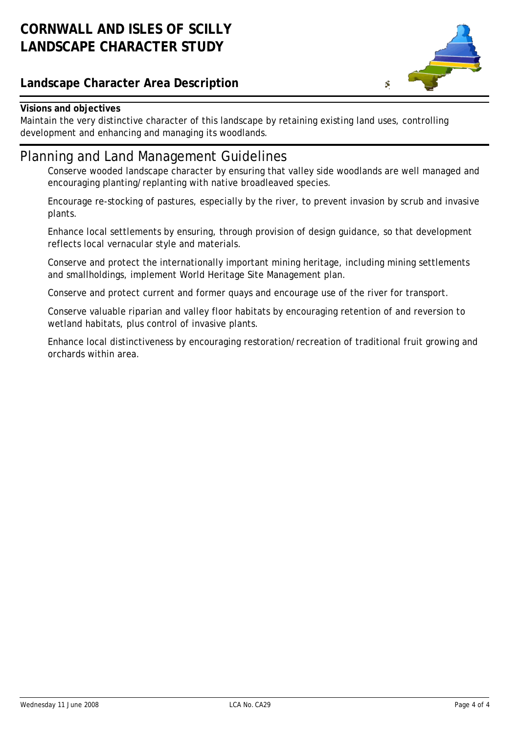# CORNWALL AND ISLES OF SCILLY LANDSCAPE CHARACTER STUDY

## Landscape Character Area Description

**Visions and objectives**

Maintain the very distinctive character of this landscape by retaining existing land uses, controlling development and enhancing and managing its woodlands.

## Planning and Land Management Guidelines

Conserve wooded landscape character by ensuring that valley side woodlands are well managed and encouraging planting/replanting with native broadleaved species.

Encourage re-stocking of pastures, especially by the river, to prevent invasion by scrub and invasive plants.

Enhance local settlements by ensuring, through provision of design guidance, so that development reflects local vernacular style and materials.

Conserve and protect the internationally important mining heritage, including mining settlements and smallholdings, implement World Heritage Site Management plan.

Conserve and protect current and former quays and encourage use of the river for transport.

Conserve valuable riparian and valley floor habitats by encouraging retention of and reversion to wetland habitats, plus control of invasive plants.

Enhance local distinctiveness by encouraging restoration/recreation of traditional fruit growing and orchards within area.

Wednesday 11 June 2008 LCA No. CA29